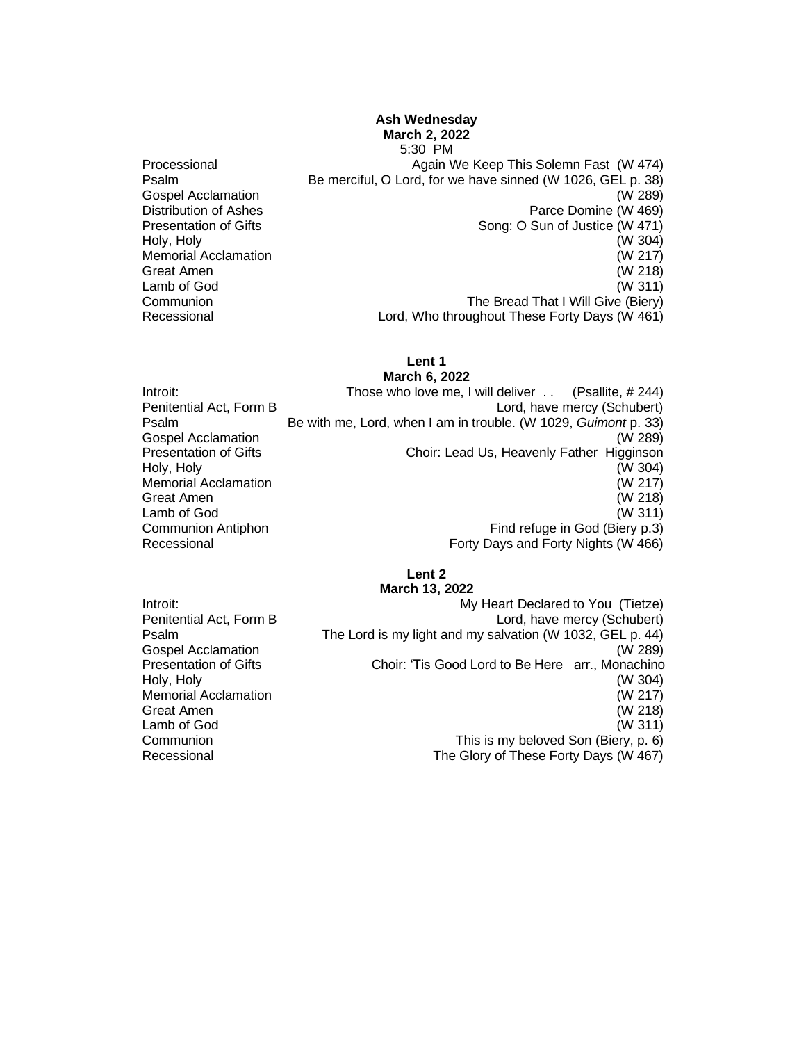## Ash Wednesday
**March 2, 2022**
5:30 PM

| | |
|---|---|
| Processional | Again We Keep This Solemn Fast (W 474) |
| Psalm | Be merciful, O Lord, for we have sinned (W 1026, GEL p. 38) |
| Gospel Acclamation | (W 289) |
| Distribution of Ashes | Parce Domine (W 469) |
| Presentation of Gifts | Song: O Sun of Justice (W 471) |
| Holy, Holy | (W 304) |
| Memorial Acclamation | (W 217) |
| Great Amen | (W 218) |
| Lamb of God | (W 311) |
| Communion | The Bread That I Will Give (Biery) |
| Recessional | Lord, Who throughout These Forty Days (W 461) |

## Lent 1
**March 6, 2022**

| | |
|---|---|
| Introit: | Those who love me, I will deliver . . (Psallite, # 244) |
| Penitential Act, Form B | Lord, have mercy (Schubert) |
| Psalm | Be with me, Lord, when I am in trouble. (W 1029, *Guimont* p. 33) |
| Gospel Acclamation | (W 289) |
| Presentation of Gifts | Choir: Lead Us, Heavenly Father Higginson |
| Holy, Holy | (W 304) |
| Memorial Acclamation | (W 217) |
| Great Amen | (W 218) |
| Lamb of God | (W 311) |
| Communion Antiphon | Find refuge in God (Biery p.3) |
| Recessional | Forty Days and Forty Nights (W 466) |

## Lent 2
**March 13, 2022**

| | |
|---|---|
| Introit: | My Heart Declared to You (Tietze) |
| Penitential Act, Form B | Lord, have mercy (Schubert) |
| Psalm | The Lord is my light and my salvation (W 1032, GEL p. 44) |
| Gospel Acclamation | (W 289) |
| Presentation of Gifts | Choir: 'Tis Good Lord to Be Here arr., Monachino |
| Holy, Holy | (W 304) |
| Memorial Acclamation | (W 217) |
| Great Amen | (W 218) |
| Lamb of God | (W 311) |
| Communion | This is my beloved Son (Biery, p. 6) |
| Recessional | The Glory of These Forty Days (W 467) |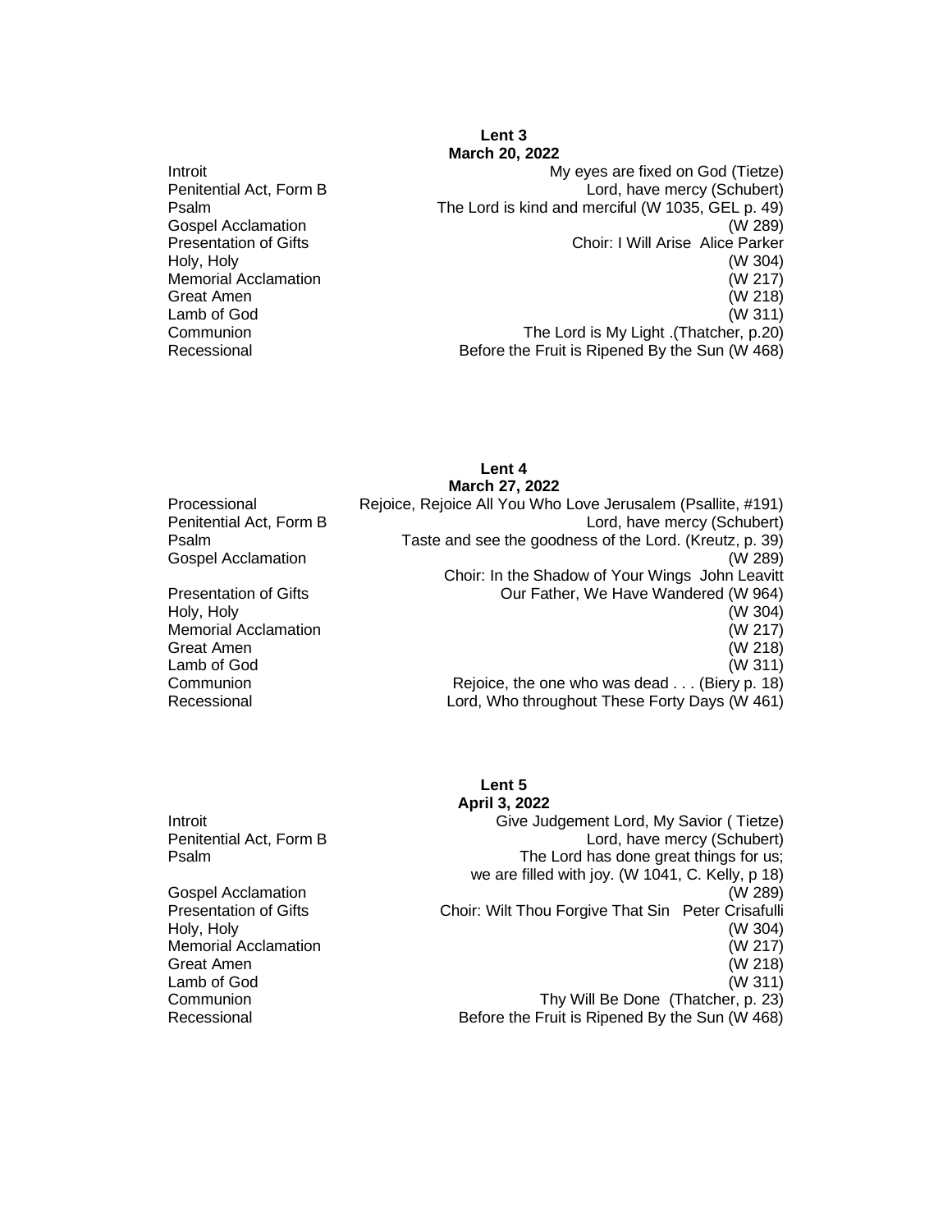## Lent 3
### March 20, 2022

| | |
|---|---|
| Introit | My eyes are fixed on God (Tietze) |
| Penitential Act, Form B | Lord, have mercy (Schubert) |
| Psalm | The Lord is kind and merciful (W 1035, GEL p. 49) |
| Gospel Acclamation | (W 289) |
| Presentation of Gifts | Choir: I Will Arise Alice Parker |
| Holy, Holy | (W 304) |
| Memorial Acclamation | (W 217) |
| Great Amen | (W 218) |
| Lamb of God | (W 311) |
| Communion | The Lord is My Light .(Thatcher, p.20) |
| Recessional | Before the Fruit is Ripened By the Sun (W 468) |

## Lent 4
### March 27, 2022

| | |
|---|---|
| Processional | Rejoice, Rejoice All You Who Love Jerusalem (Psallite, #191) |
| Penitential Act, Form B | Lord, have mercy (Schubert) |
| Psalm | Taste and see the goodness of the Lord. (Kreutz, p. 39) |
| Gospel Acclamation | (W 289) |
| | Choir: In the Shadow of Your Wings John Leavitt |
| Presentation of Gifts | Our Father, We Have Wandered (W 964) |
| Holy, Holy | (W 304) |
| Memorial Acclamation | (W 217) |
| Great Amen | (W 218) |
| Lamb of God | (W 311) |
| Communion | Rejoice, the one who was dead . . . (Biery p. 18) |
| Recessional | Lord, Who throughout These Forty Days (W 461) |

## Lent 5
### April 3, 2022

| | |
|---|---|
| Introit | Give Judgement Lord, My Savior ( Tietze) |
| Penitential Act, Form B | Lord, have mercy (Schubert) |
| Psalm | The Lord has done great things for us; we are filled with joy. (W 1041, C. Kelly, p 18) |
| Gospel Acclamation | (W 289) |
| Presentation of Gifts | Choir: Wilt Thou Forgive That Sin Peter Crisafulli |
| Holy, Holy | (W 304) |
| Memorial Acclamation | (W 217) |
| Great Amen | (W 218) |
| Lamb of God | (W 311) |
| Communion | Thy Will Be Done (Thatcher, p. 23) |
| Recessional | Before the Fruit is Ripened By the Sun (W 468) |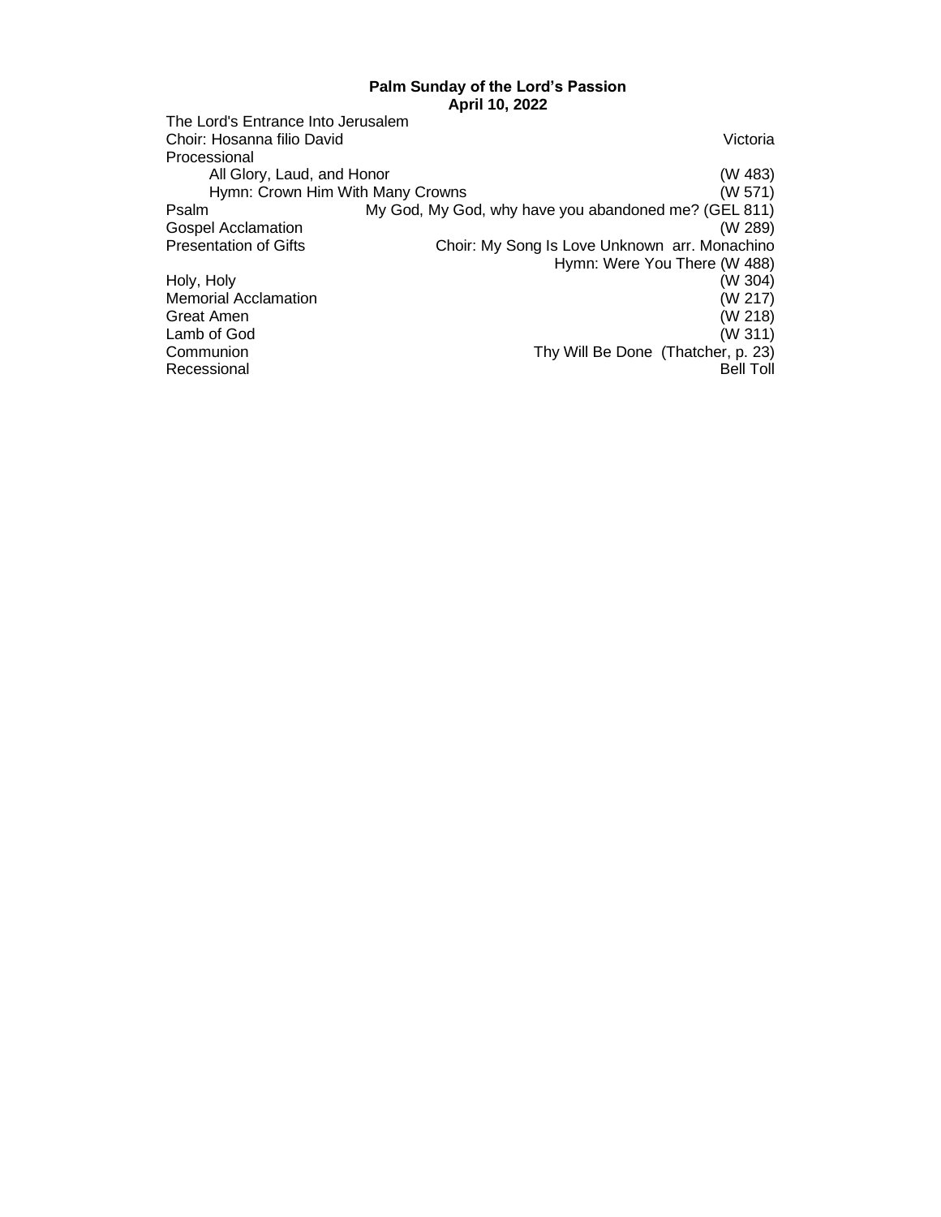**Palm Sunday of the Lord's Passion**
**April 10, 2022**

The Lord's Entrance Into Jerusalem

| | |
|---|---|
| Choir: Hosanna filio David | Victoria |
| Processional | |
| All Glory, Laud, and Honor | (W 483) |
| Hymn: Crown Him With Many Crowns | (W 571) |
| Psalm | My God, My God, why have you abandoned me? (GEL 811) |
| Gospel Acclamation | (W 289) |
| Presentation of Gifts | Choir: My Song Is Love Unknown arr. Monachino |
| | Hymn: Were You There (W 488) |
| Holy, Holy | (W 304) |
| Memorial Acclamation | (W 217) |
| Great Amen | (W 218) |
| Lamb of God | (W 311) |
| Communion | Thy Will Be Done (Thatcher, p. 23) |
| Recessional | Bell Toll |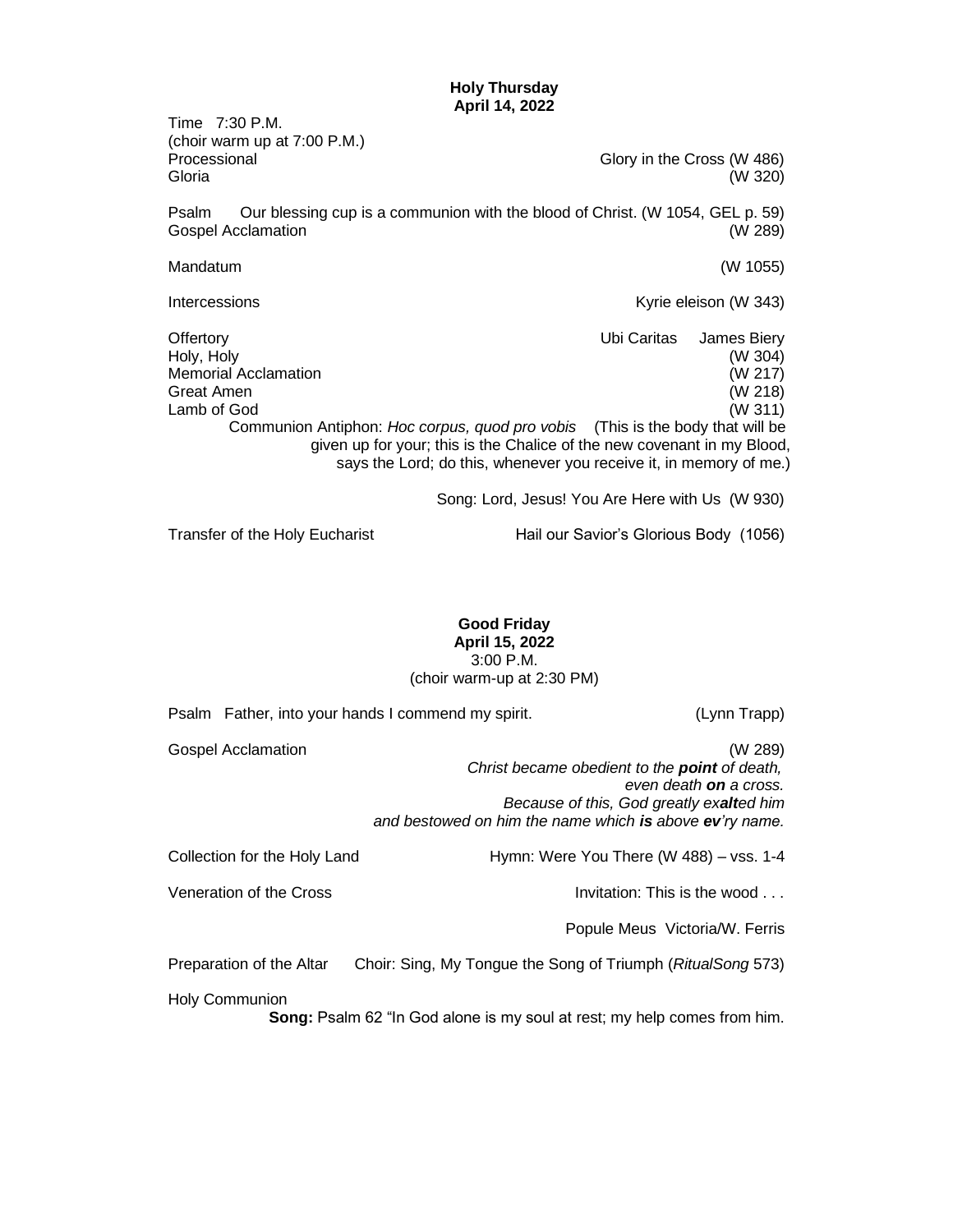**Holy Thursday**
**April 14, 2022**

Time 7:30 P.M.
(choir warm up at 7:00 P.M.)

Processional — Glory in the Cross (W 486)
Gloria — (W 320)

Psalm — Our blessing cup is a communion with the blood of Christ. (W 1054, GEL p. 59)
Gospel Acclamation — (W 289)

Mandatum — (W 1055)

Intercessions — Kyrie eleison (W 343)

Offertory — Ubi Caritas — James Biery
Holy, Holy — (W 304)
Memorial Acclamation — (W 217)
Great Amen — (W 218)
Lamb of God — (W 311)

Communion Antiphon: *Hoc corpus, quod pro vobis* (This is the body that will be given up for your; this is the Chalice of the new covenant in my Blood, says the Lord; do this, whenever you receive it, in memory of me.)

Song: Lord, Jesus! You Are Here with Us (W 930)

Transfer of the Holy Eucharist — Hail our Savior's Glorious Body (1056)

**Good Friday**
**April 15, 2022**
3:00 P.M.
(choir warm-up at 2:30 PM)

Psalm Father, into your hands I commend my spirit. — (Lynn Trapp)

Gospel Acclamation — (W 289)

*Christ became obedient to the* ***point*** *of death,*
*even death* ***on*** *a cross.*
*Because of this, God greatly ex****alt****ed him*
*and bestowed on him the name which* ***is*** *above* ***ev****'ry name.*

Collection for the Holy Land — Hymn: Were You There (W 488) – vss. 1-4

Veneration of the Cross — Invitation: This is the wood . . .

Popule Meus Victoria/W. Ferris

Preparation of the Altar — Choir: Sing, My Tongue the Song of Triumph (*RitualSong* 573)

Holy Communion

**Song:** Psalm 62 "In God alone is my soul at rest; my help comes from him.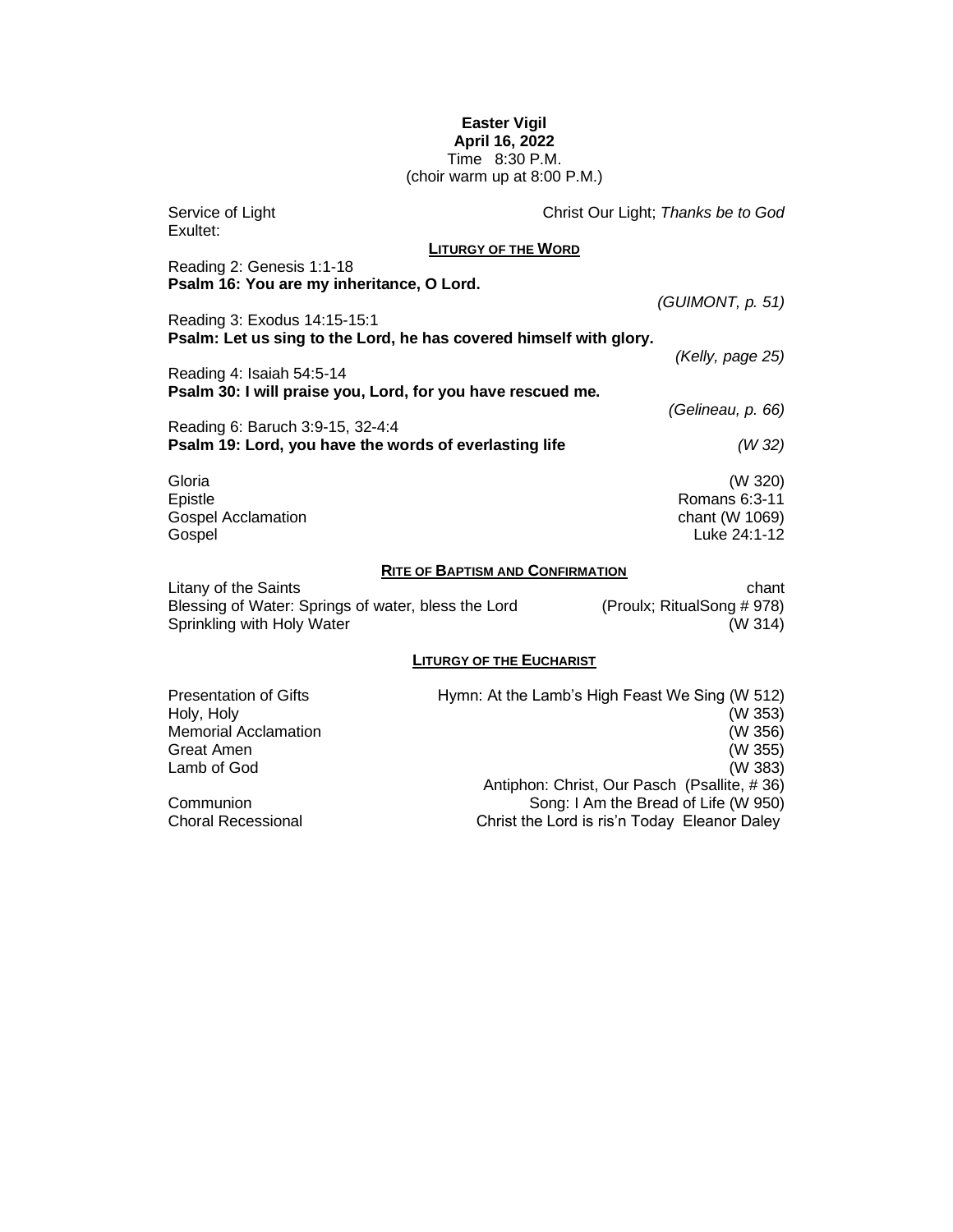**Easter Vigil**
**April 16, 2022**
Time 8:30 P.M.
(choir warm up at 8:00 P.M.)

Service of Light — Christ Our Light; *Thanks be to God*
Exultet:

## LITURGY OF THE WORD

Reading 2: Genesis 1:1-18
**Psalm 16: You are my inheritance, O Lord.**
*(GUIMONT, p. 51)*

Reading 3: Exodus 14:15-15:1
**Psalm: Let us sing to the Lord, he has covered himself with glory.**
*(Kelly, page 25)*

Reading 4: Isaiah 54:5-14
**Psalm 30: I will praise you, Lord, for you have rescued me.**
*(Gelineau, p. 66)*

Reading 6: Baruch 3:9-15, 32-4:4
**Psalm 19: Lord, you have the words of everlasting life** *(W 32)*

Gloria (W 320)
Epistle — Romans 6:3-11
Gospel Acclamation — chant (W 1069)
Gospel — Luke 24:1-12

## RITE OF BAPTISM AND CONFIRMATION

Litany of the Saints — chant
Blessing of Water: Springs of water, bless the Lord — (Proulx; RitualSong # 978)
Sprinkling with Holy Water — (W 314)

## LITURGY OF THE EUCHARIST

Presentation of Gifts — Hymn: At the Lamb's High Feast We Sing (W 512)
Holy, Holy — (W 353)
Memorial Acclamation — (W 356)
Great Amen — (W 355)
Lamb of God — (W 383)
Antiphon: Christ, Our Pasch (Psallite, # 36)
Communion — Song: I Am the Bread of Life (W 950)
Choral Recessional — Christ the Lord is ris'n Today Eleanor Daley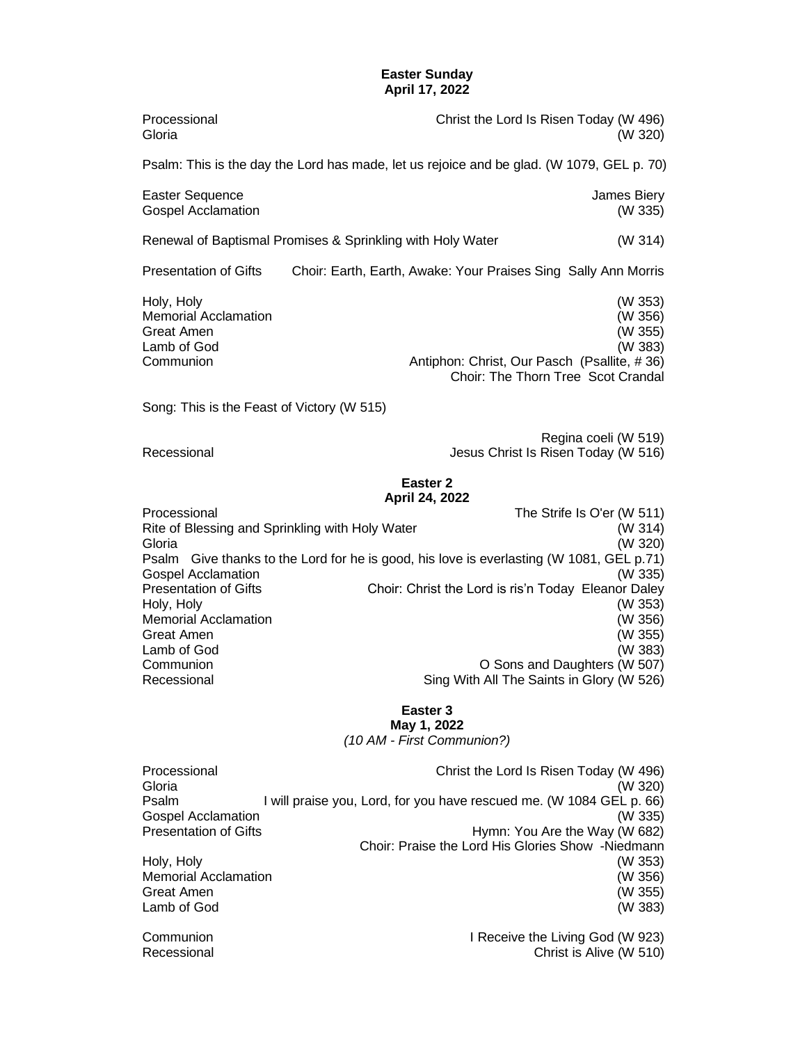## Easter Sunday
## April 17, 2022

| | |
|---|---|
| Processional | Christ the Lord Is Risen Today (W 496) |
| Gloria | (W 320) |

Psalm: This is the day the Lord has made, let us rejoice and be glad. (W 1079, GEL p. 70)

| | |
|---|---|
| Easter Sequence | James Biery |
| Gospel Acclamation | (W 335) |

Renewal of Baptismal Promises & Sprinkling with Holy Water (W 314)

Presentation of Gifts Choir: Earth, Earth, Awake: Your Praises Sing Sally Ann Morris

| | |
|---|---|
| Holy, Holy | (W 353) |
| Memorial Acclamation | (W 356) |
| Great Amen | (W 355) |
| Lamb of God | (W 383) |
| Communion | Antiphon: Christ, Our Pasch (Psallite, # 36) |
| | Choir: The Thorn Tree Scot Crandal |

Song: This is the Feast of Victory (W 515)

| | |
|---|---|
| | Regina coeli (W 519) |
| Recessional | Jesus Christ Is Risen Today (W 516) |

## Easter 2
## April 24, 2022

| | |
|---|---|
| Processional | The Strife Is O'er (W 511) |
| Rite of Blessing and Sprinkling with Holy Water | (W 314) |
| Gloria | (W 320) |

Psalm Give thanks to the Lord for he is good, his love is everlasting (W 1081, GEL p.71)

| | |
|---|---|
| Gospel Acclamation | (W 335) |
| Presentation of Gifts | Choir: Christ the Lord is ris'n Today Eleanor Daley |
| Holy, Holy | (W 353) |
| Memorial Acclamation | (W 356) |
| Great Amen | (W 355) |
| Lamb of God | (W 383) |
| Communion | O Sons and Daughters (W 507) |
| Recessional | Sing With All The Saints in Glory (W 526) |

## Easter 3
## May 1, 2022

*(10 AM - First Communion?)*

| | |
|---|---|
| Processional | Christ the Lord Is Risen Today (W 496) |
| Gloria | (W 320) |
| Psalm | I will praise you, Lord, for you have rescued me. (W 1084 GEL p. 66) |
| Gospel Acclamation | (W 335) |
| Presentation of Gifts | Hymn: You Are the Way (W 682) |
| | Choir: Praise the Lord His Glories Show -Niedmann |
| Holy, Holy | (W 353) |
| Memorial Acclamation | (W 356) |
| Great Amen | (W 355) |
| Lamb of God | (W 383) |
| Communion | I Receive the Living God (W 923) |
| Recessional | Christ is Alive (W 510) |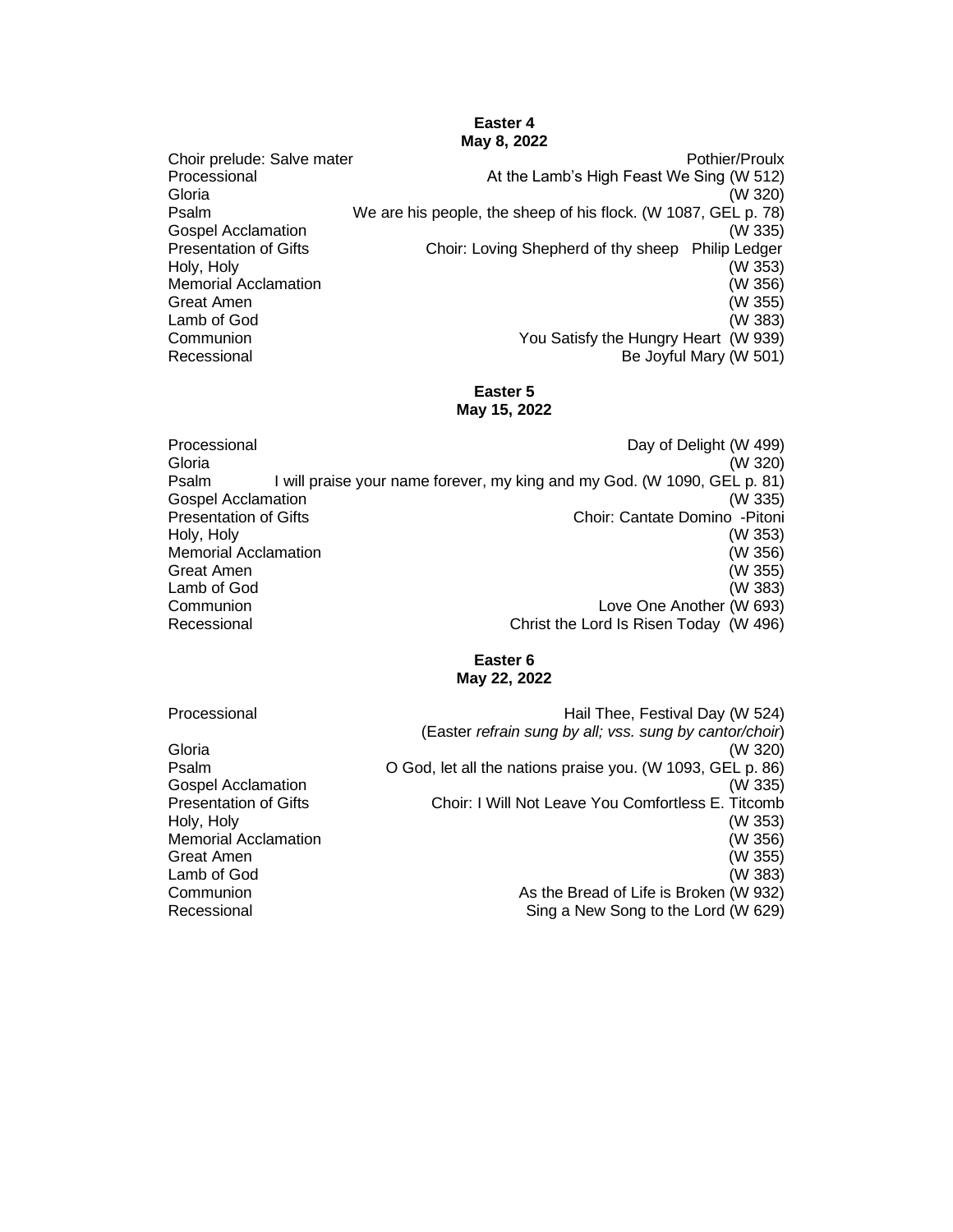**Easter 4**
**May 8, 2022**

| | |
|---|---|
| Choir prelude: Salve mater | Pothier/Proulx |
| Processional | At the Lamb's High Feast We Sing (W 512) |
| Gloria | (W 320) |
| Psalm | We are his people, the sheep of his flock. (W 1087, GEL p. 78) |
| Gospel Acclamation | (W 335) |
| Presentation of Gifts | Choir: Loving Shepherd of thy sheep Philip Ledger |
| Holy, Holy | (W 353) |
| Memorial Acclamation | (W 356) |
| Great Amen | (W 355) |
| Lamb of God | (W 383) |
| Communion | You Satisfy the Hungry Heart (W 939) |
| Recessional | Be Joyful Mary (W 501) |

**Easter 5**
**May 15, 2022**

| | |
|---|---|
| Processional | Day of Delight (W 499) |
| Gloria | (W 320) |
| Psalm | I will praise your name forever, my king and my God. (W 1090, GEL p. 81) |
| Gospel Acclamation | (W 335) |
| Presentation of Gifts | Choir: Cantate Domino -Pitoni |
| Holy, Holy | (W 353) |
| Memorial Acclamation | (W 356) |
| Great Amen | (W 355) |
| Lamb of God | (W 383) |
| Communion | Love One Another (W 693) |
| Recessional | Christ the Lord Is Risen Today (W 496) |

**Easter 6**
**May 22, 2022**

| | |
|---|---|
| Processional | Hail Thee, Festival Day (W 524) (Easter *refrain sung by all; vss. sung by cantor/choir*) |
| Gloria | (W 320) |
| Psalm | O God, let all the nations praise you. (W 1093, GEL p. 86) |
| Gospel Acclamation | (W 335) |
| Presentation of Gifts | Choir: I Will Not Leave You Comfortless E. Titcomb |
| Holy, Holy | (W 353) |
| Memorial Acclamation | (W 356) |
| Great Amen | (W 355) |
| Lamb of God | (W 383) |
| Communion | As the Bread of Life is Broken (W 932) |
| Recessional | Sing a New Song to the Lord (W 629) |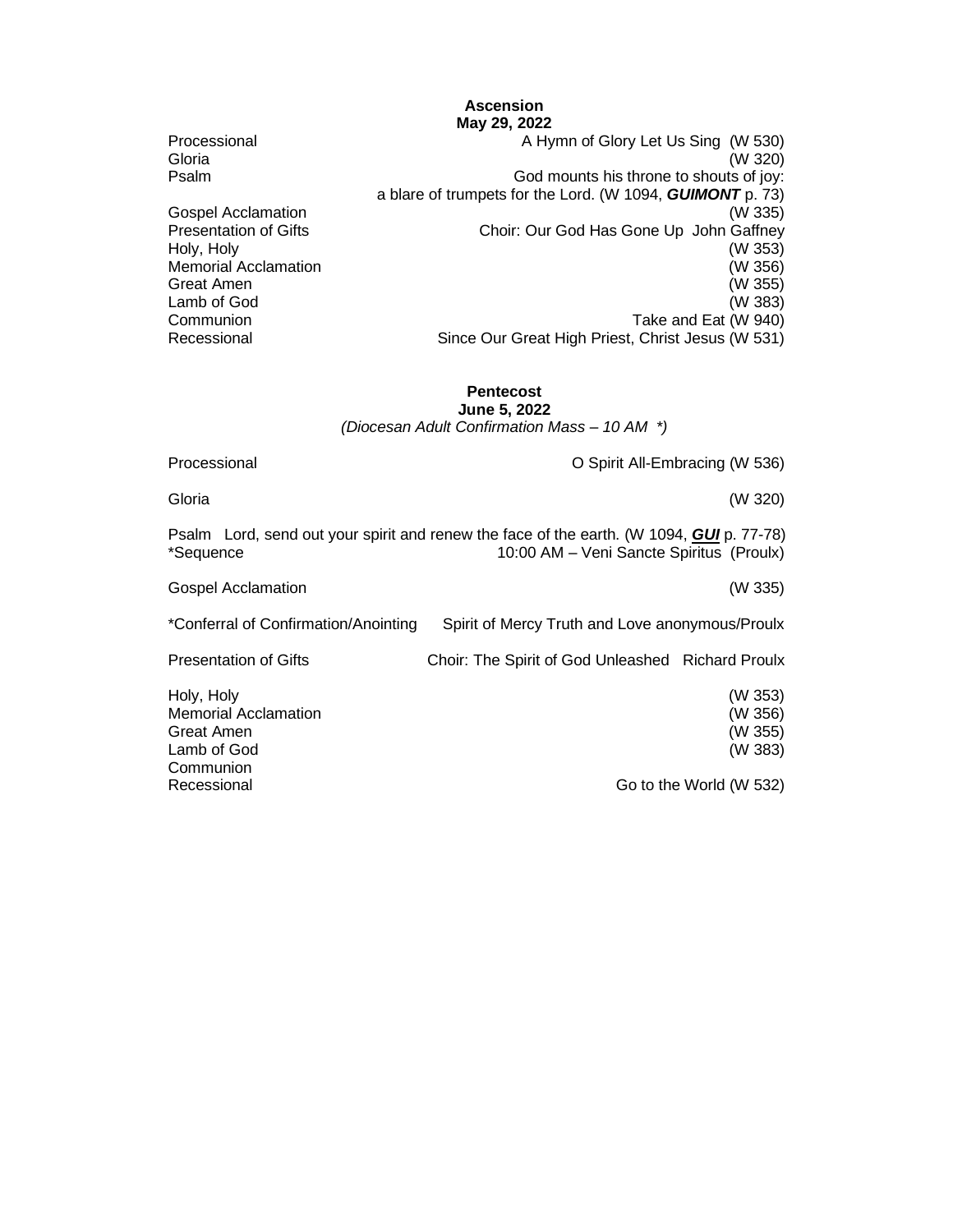**Ascension**
**May 29, 2022**

| | |
|---|---|
| Processional | A Hymn of Glory Let Us Sing (W 530) |
| Gloria | (W 320) |
| Psalm | God mounts his throne to shouts of joy: a blare of trumpets for the Lord. (W 1094, ***GUIMONT*** p. 73) |
| Gospel Acclamation | (W 335) |
| Presentation of Gifts | Choir: Our God Has Gone Up John Gaffney |
| Holy, Holy | (W 353) |
| Memorial Acclamation | (W 356) |
| Great Amen | (W 355) |
| Lamb of God | (W 383) |
| Communion | Take and Eat (W 940) |
| Recessional | Since Our Great High Priest, Christ Jesus (W 531) |

**Pentecost**
**June 5, 2022**
*(Diocesan Adult Confirmation Mass – 10 AM *)*

| | |
|---|---|
| Processional | O Spirit All-Embracing (W 536) |
| Gloria | (W 320) |

Psalm Lord, send out your spirit and renew the face of the earth. (W 1094, ***GUI*** p. 77-78)

| | |
|---|---|
| *Sequence | 10:00 AM – Veni Sancte Spiritus (Proulx) |
| Gospel Acclamation | (W 335) |
| *Conferral of Confirmation/Anointing | Spirit of Mercy Truth and Love anonymous/Proulx |
| Presentation of Gifts | Choir: The Spirit of God Unleashed Richard Proulx |
| Holy, Holy | (W 353) |
| Memorial Acclamation | (W 356) |
| Great Amen | (W 355) |
| Lamb of God | (W 383) |
| Communion | |
| Recessional | Go to the World (W 532) |